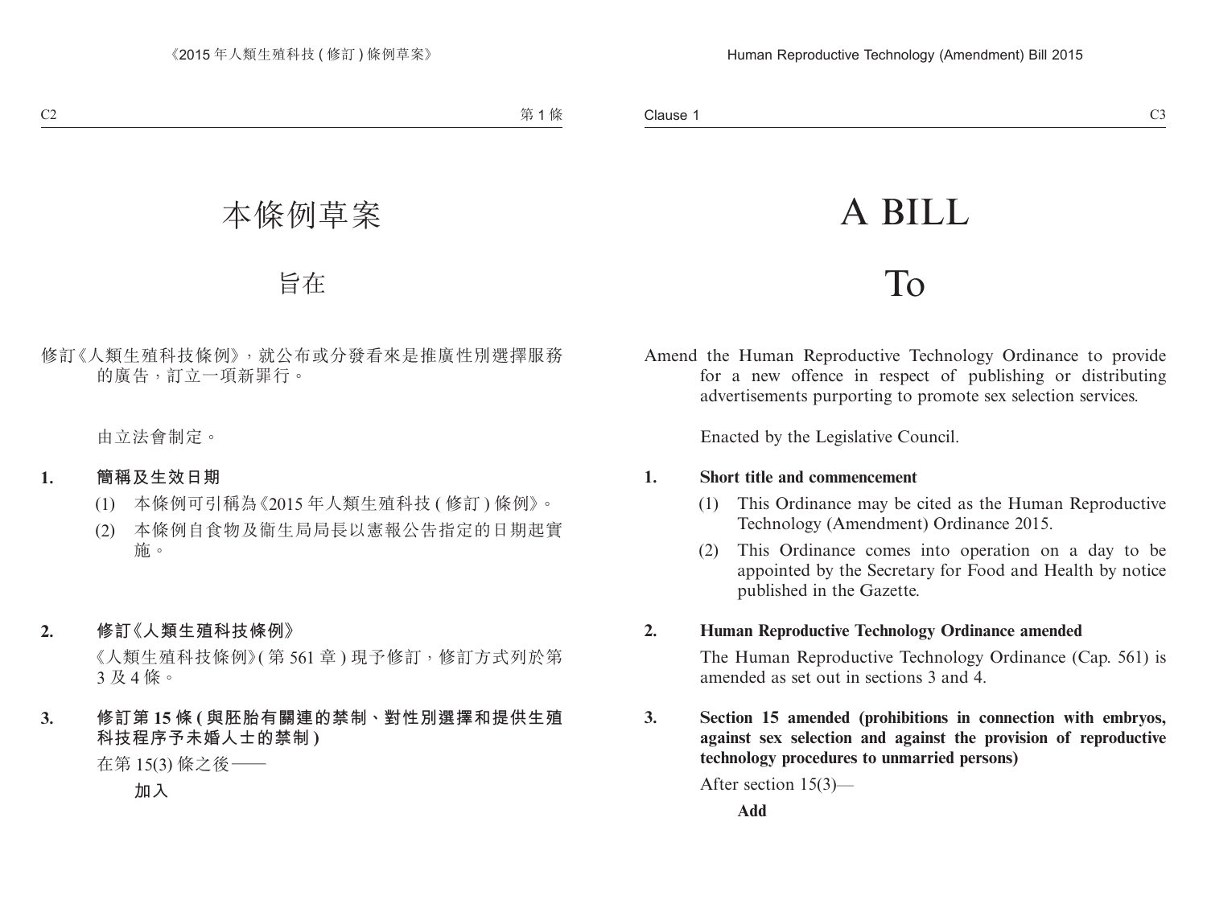# 本條例草案

## 旨在

修訂《人類生殖科技條例》，就公布或分發看來是推廣性別選擇服務的廣告，訂立一項新罪行。

由立法會制定。

**1. 簡稱及生效日期**

(1) 本條例可引稱為《2015 年人類生殖科技 ( 修訂 ) 條例》。

(2) 本條例自食物及衞生局局長以憲報公告指定的日期起實施。

**2. 修訂《人類生殖科技條例》**

《人類生殖科技條例》( 第 561 章 ) 現予修訂，修訂方式列於第 3 及 4 條。

**3. 修訂第 15 條 ( 與胚胎有關連的禁制、對性別選擇和提供生殖科技程序予未婚人士的禁制 )**

在第 15(3) 條之後——

**加入**

# A BILL

## To

Amend the Human Reproductive Technology Ordinance to provide for a new offence in respect of publishing or distributing advertisements purporting to promote sex selection services.

Enacted by the Legislative Council.

**1. Short title and commencement**

(1) This Ordinance may be cited as the Human Reproductive Technology (Amendment) Ordinance 2015.

(2) This Ordinance comes into operation on a day to be appointed by the Secretary for Food and Health by notice published in the Gazette.

**2. Human Reproductive Technology Ordinance amended**

The Human Reproductive Technology Ordinance (Cap. 561) is amended as set out in sections 3 and 4.

**3. Section 15 amended (prohibitions in connection with embryos, against sex selection and against the provision of reproductive technology procedures to unmarried persons)**

After section 15(3)—

**Add**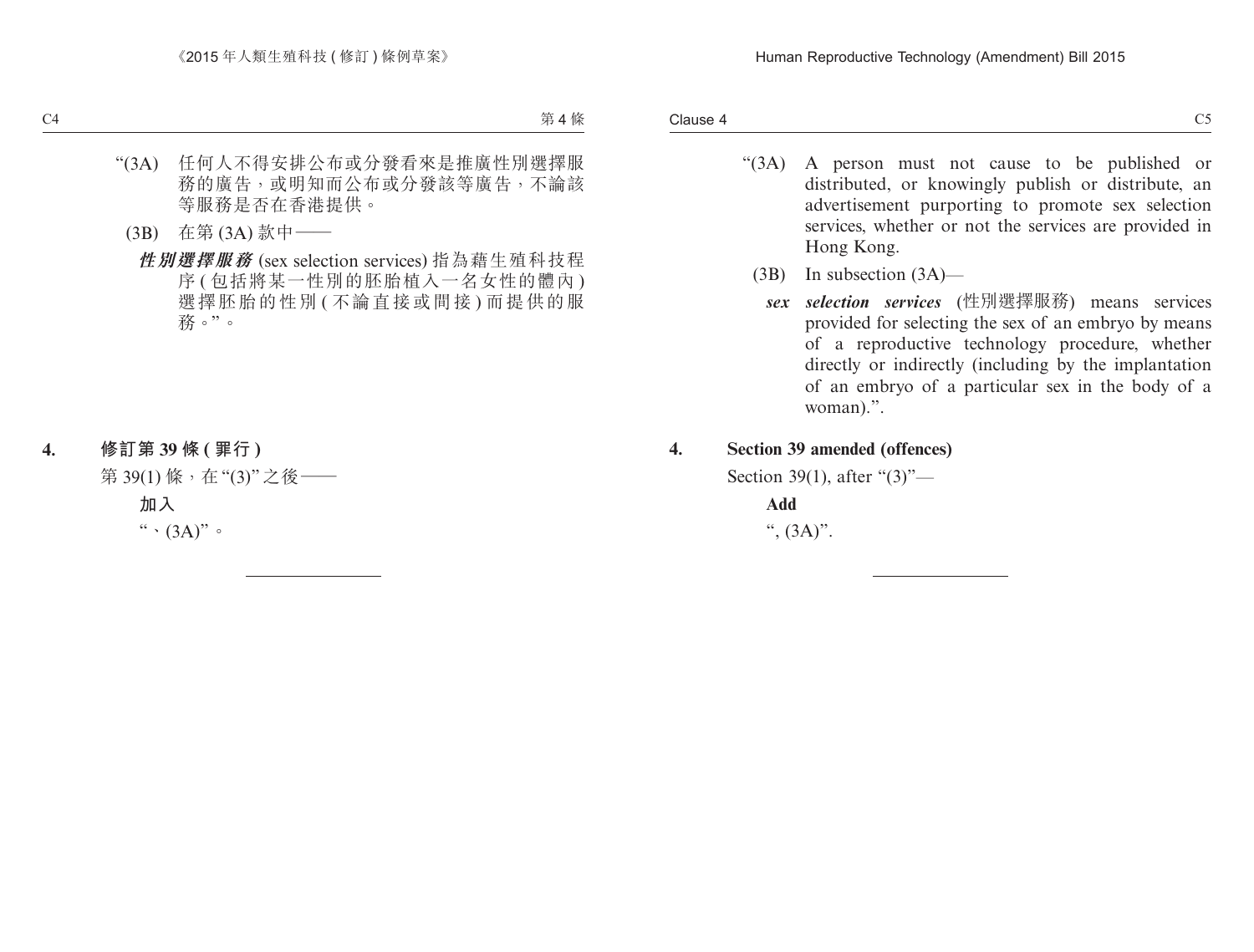“(3A) 任何人不得安排公布或分發看來是推廣性別選擇服務的廣告，或明知而公布或分發該等廣告，不論該等服務是否在香港提供。

(3B) 在第 (3A) 款中——

***性別選擇服務*** (sex selection services) 指為藉生殖科技程序 (包括將某一性別的胚胎植入一名女性的體內) 選擇胚胎的性別 (不論直接或間接) 而提供的服務。”。

**4. 修訂第 39 條 (罪行)**

第 39(1) 條，在 “(3)” 之後——

**加入**

“、(3A)”。

---

“(3A) A person must not cause to be published or distributed, or knowingly publish or distribute, an advertisement purporting to promote sex selection services, whether or not the services are provided in Hong Kong.

(3B) In subsection (3A)—

***sex selection services*** (性別選擇服務) means services provided for selecting the sex of an embryo by means of a reproductive technology procedure, whether directly or indirectly (including by the implantation of an embryo of a particular sex in the body of a woman).”.

**4. Section 39 amended (offences)**

Section 39(1), after “(3)”—

**Add**

“, (3A)”.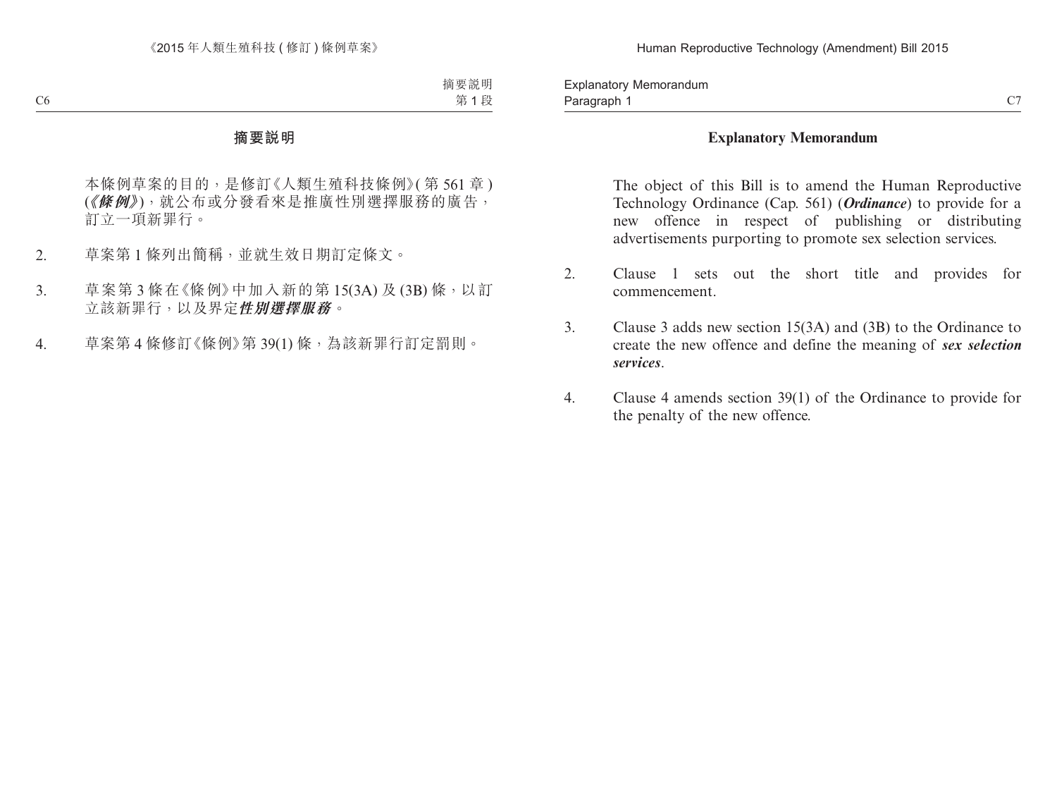## 摘要説明

本條例草案的目的，是修訂《人類生殖科技條例》(第 561 章) (***《條例》***)，就公布或分發看來是推廣性別選擇服務的廣告，訂立一項新罪行。

2. 草案第 1 條列出簡稱，並就生效日期訂定條文。

3. 草案第 3 條在《條例》中加入新的第 15(3A) 及 (3B) 條，以訂立該新罪行，以及界定***性別選擇服務***。

4. 草案第 4 條修訂《條例》第 39(1) 條，為該新罪行訂定罰則。

## Explanatory Memorandum

The object of this Bill is to amend the Human Reproductive Technology Ordinance (Cap. 561) (***Ordinance***) to provide for a new offence in respect of publishing or distributing advertisements purporting to promote sex selection services.

2. Clause 1 sets out the short title and provides for commencement.

3. Clause 3 adds new section 15(3A) and (3B) to the Ordinance to create the new offence and define the meaning of ***sex selection services***.

4. Clause 4 amends section 39(1) of the Ordinance to provide for the penalty of the new offence.